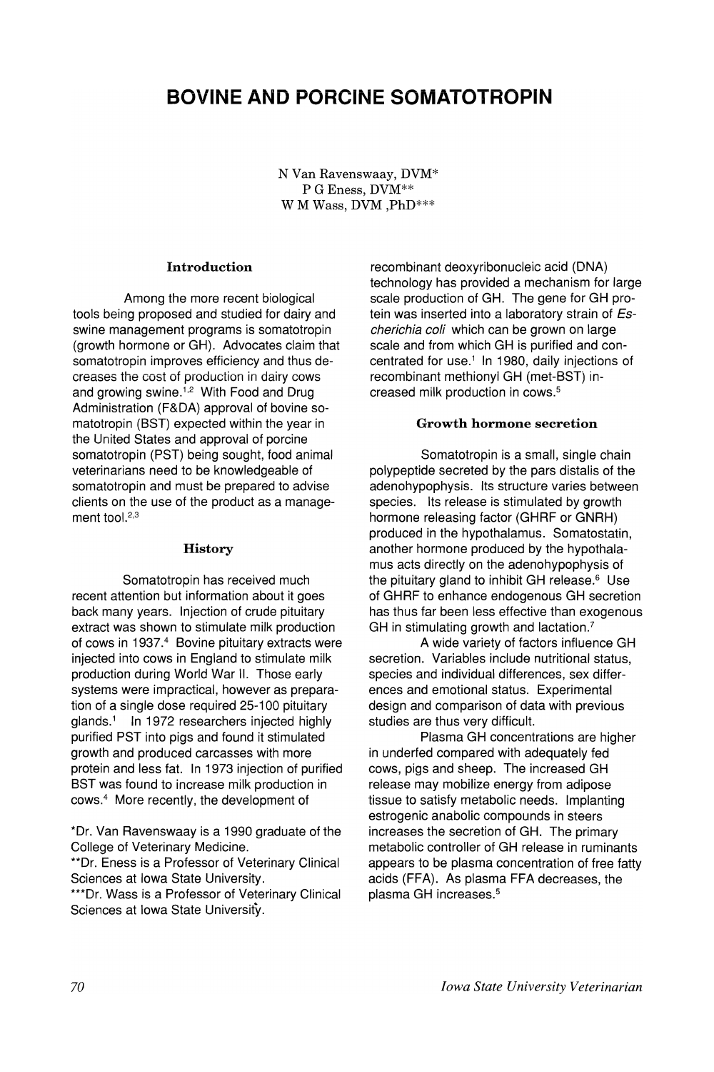# BOVINE AND PORCINE SOMATOTROPIN

N Van Ravenswaay, DVM*
P G Eness, DVM**
W M Wass, DVM ,PhD***

## Introduction

Among the more recent biological tools being proposed and studied for dairy and swine management programs is somatotropin (growth hormone or GH). Advocates claim that somatotropin improves efficiency and thus decreases the cost of production in dairy cows and growing swine.[1,2] With Food and Drug Administration (F&DA) approval of bovine somatotropin (BST) expected within the year in the United States and approval of porcine somatotropin (PST) being sought, food animal veterinarians need to be knowledgeable of somatotropin and must be prepared to advise clients on the use of the product as a management tool.[2,3]

## History

Somatotropin has received much recent attention but information about it goes back many years. Injection of crude pituitary extract was shown to stimulate milk production of cows in 1937.[4] Bovine pituitary extracts were injected into cows in England to stimulate milk production during World War II. Those early systems were impractical, however as preparation of a single dose required 25-100 pituitary glands.[1] In 1972 researchers injected highly purified PST into pigs and found it stimulated growth and produced carcasses with more protein and less fat. In 1973 injection of purified BST was found to increase milk production in cows.[4] More recently, the development of recombinant deoxyribonucleic acid (DNA) technology has provided a mechanism for large scale production of GH. The gene for GH protein was inserted into a laboratory strain of *Escherichia coli* which can be grown on large scale and from which GH is purified and concentrated for use.[1] In 1980, daily injections of recombinant methionyl GH (met-BST) increased milk production in cows.[5]

## Growth hormone secretion

Somatotropin is a small, single chain polypeptide secreted by the pars distalis of the adenohypophysis. Its structure varies between species. Its release is stimulated by growth hormone releasing factor (GHRF or GNRH) produced in the hypothalamus. Somatostatin, another hormone produced by the hypothalamus acts directly on the adenohypophysis of the pituitary gland to inhibit GH release.[6] Use of GHRF to enhance endogenous GH secretion has thus far been less effective than exogenous GH in stimulating growth and lactation.[7]

A wide variety of factors influence GH secretion. Variables include nutritional status, species and individual differences, sex differences and emotional status. Experimental design and comparison of data with previous studies are thus very difficult.

Plasma GH concentrations are higher in underfed compared with adequately fed cows, pigs and sheep. The increased GH release may mobilize energy from adipose tissue to satisfy metabolic needs. Implanting estrogenic anabolic compounds in steers increases the secretion of GH. The primary metabolic controller of GH release in ruminants appears to be plasma concentration of free fatty acids (FFA). As plasma FFA decreases, the plasma GH increases.[5]

*Dr. Van Ravenswaay is a 1990 graduate of the College of Veterinary Medicine.
**Dr. Eness is a Professor of Veterinary Clinical Sciences at Iowa State University.
***Dr. Wass is a Professor of Veterinary Clinical Sciences at Iowa State University.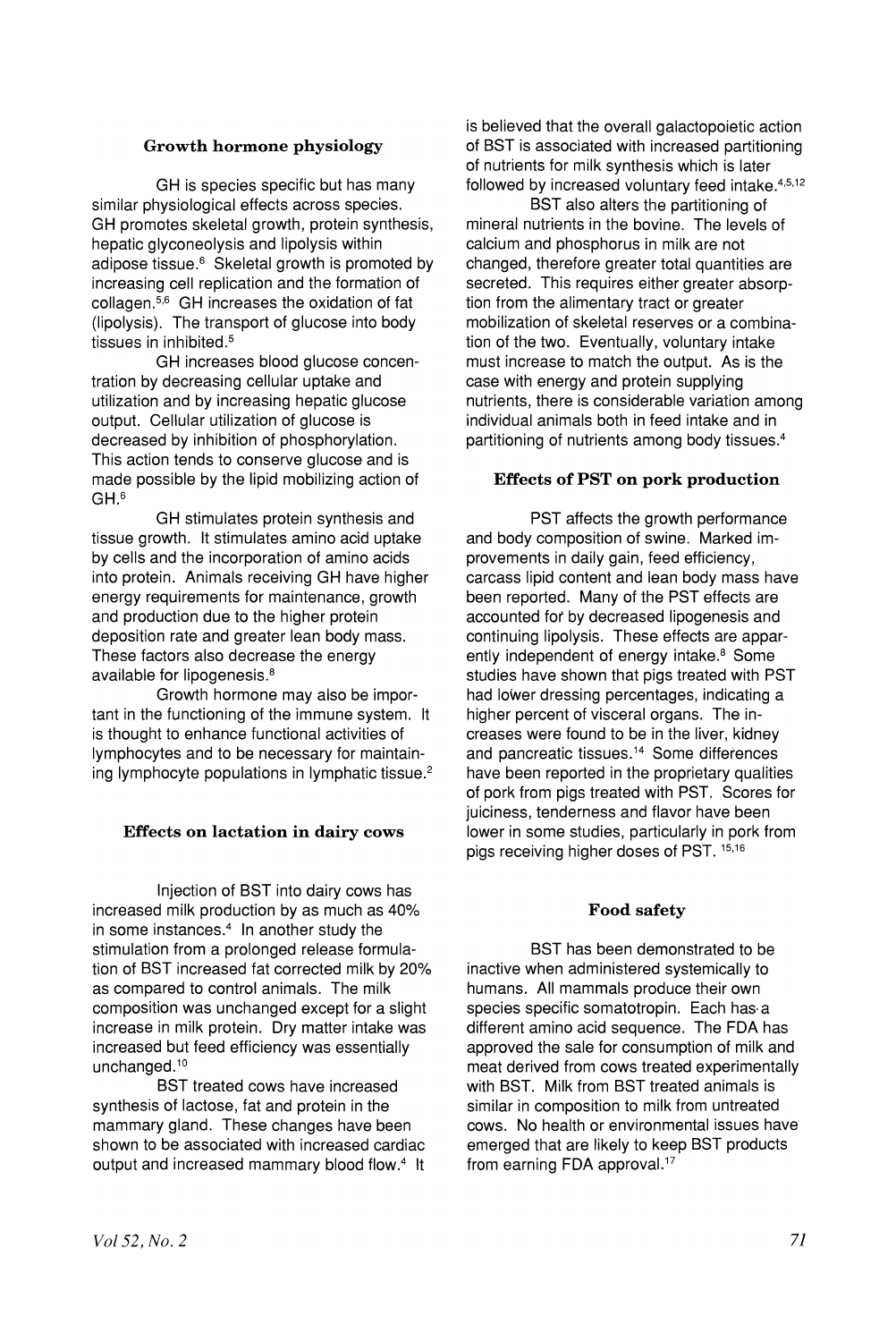## Growth hormone physiology

GH is species specific but has many similar physiological effects across species. GH promotes skeletal growth, protein synthesis, hepatic glyconeolysis and lipolysis within adipose tissue.[6] Skeletal growth is promoted by increasing cell replication and the formation of collagen.[5,6] GH increases the oxidation of fat (lipolysis). The transport of glucose into body tissues in inhibited.[5]

GH increases blood glucose concentration by decreasing cellular uptake and utilization and by increasing hepatic glucose output. Cellular utilization of glucose is decreased by inhibition of phosphorylation. This action tends to conserve glucose and is made possible by the lipid mobilizing action of GH.[6]

GH stimulates protein synthesis and tissue growth. It stimulates amino acid uptake by cells and the incorporation of amino acids into protein. Animals receiving GH have higher energy requirements for maintenance, growth and production due to the higher protein deposition rate and greater lean body mass. These factors also decrease the energy available for lipogenesis.[8]

Growth hormone may also be important in the functioning of the immune system. It is thought to enhance functional activities of lymphocytes and to be necessary for maintaining lymphocyte populations in lymphatic tissue.[2]

## Effects on lactation in dairy cows

Injection of BST into dairy cows has increased milk production by as much as 40% in some instances.[4] In another study the stimulation from a prolonged release formulation of BST increased fat corrected milk by 20% as compared to control animals. The milk composition was unchanged except for a slight increase in milk protein. Dry matter intake was increased but feed efficiency was essentially unchanged.[10]

BST treated cows have increased synthesis of lactose, fat and protein in the mammary gland. These changes have been shown to be associated with increased cardiac output and increased mammary blood flow.[4] It is believed that the overall galactopoietic action of BST is associated with increased partitioning of nutrients for milk synthesis which is later followed by increased voluntary feed intake.[4,5,12]

BST also alters the partitioning of mineral nutrients in the bovine. The levels of calcium and phosphorus in milk are not changed, therefore greater total quantities are secreted. This requires either greater absorption from the alimentary tract or greater mobilization of skeletal reserves or a combination of the two. Eventually, voluntary intake must increase to match the output. As is the case with energy and protein supplying nutrients, there is considerable variation among individual animals both in feed intake and in partitioning of nutrients among body tissues.[4]

## Effects of PST on pork production

PST affects the growth performance and body composition of swine. Marked improvements in daily gain, feed efficiency, carcass lipid content and lean body mass have been reported. Many of the PST effects are accounted for by decreased lipogenesis and continuing lipolysis. These effects are apparently independent of energy intake.[8] Some studies have shown that pigs treated with PST had lower dressing percentages, indicating a higher percent of visceral organs. The increases were found to be in the liver, kidney and pancreatic tissues.[14] Some differences have been reported in the proprietary qualities of pork from pigs treated with PST. Scores for juiciness, tenderness and flavor have been lower in some studies, particularly in pork from pigs receiving higher doses of PST.[15,16]

## Food safety

BST has been demonstrated to be inactive when administered systemically to humans. All mammals produce their own species specific somatotropin. Each has a different amino acid sequence. The FDA has approved the sale for consumption of milk and meat derived from cows treated experimentally with BST. Milk from BST treated animals is similar in composition to milk from untreated cows. No health or environmental issues have emerged that are likely to keep BST products from earning FDA approval.[17]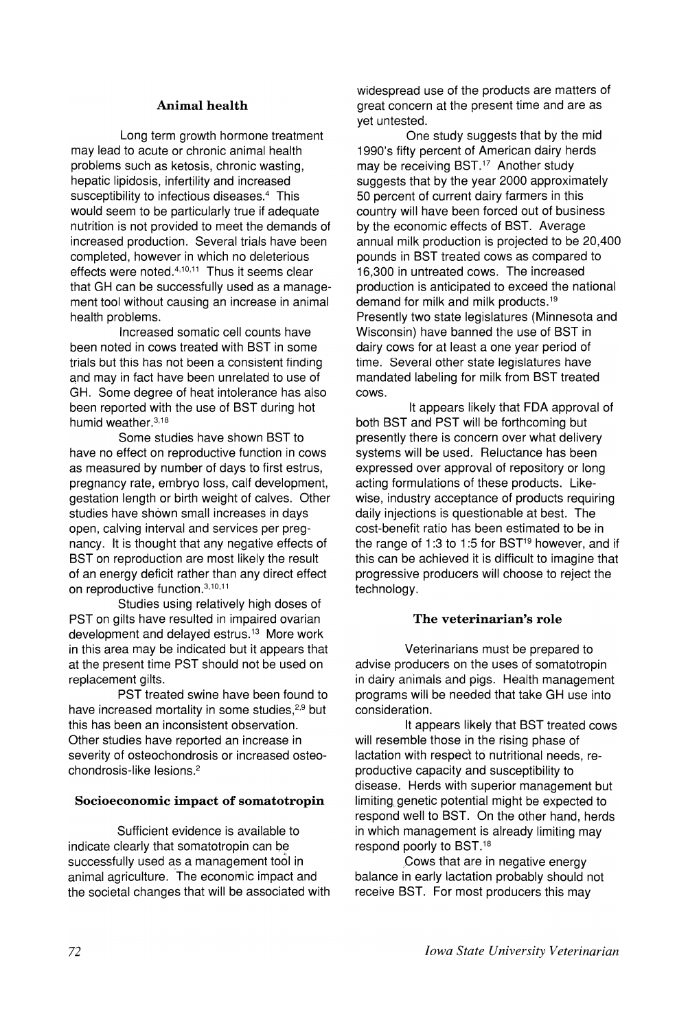### Animal health

Long term growth hormone treatment may lead to acute or chronic animal health problems such as ketosis, chronic wasting, hepatic lipidosis, infertility and increased susceptibility to infectious diseases.[4] This would seem to be particularly true if adequate nutrition is not provided to meet the demands of increased production. Several trials have been completed, however in which no deleterious effects were noted.[4,10,11] Thus it seems clear that GH can be successfully used as a management tool without causing an increase in animal health problems.

Increased somatic cell counts have been noted in cows treated with BST in some trials but this has not been a consistent finding and may in fact have been unrelated to use of GH. Some degree of heat intolerance has also been reported with the use of BST during hot humid weather.[3,18]

Some studies have shown BST to have no effect on reproductive function in cows as measured by number of days to first estrus, pregnancy rate, embryo loss, calf development, gestation length or birth weight of calves. Other studies have shown small increases in days open, calving interval and services per pregnancy. It is thought that any negative effects of BST on reproduction are most likely the result of an energy deficit rather than any direct effect on reproductive function.[3,10,11]

Studies using relatively high doses of PST on gilts have resulted in impaired ovarian development and delayed estrus.[13] More work in this area may be indicated but it appears that at the present time PST should not be used on replacement gilts.

PST treated swine have been found to have increased mortality in some studies,[2,9] but this has been an inconsistent observation. Other studies have reported an increase in severity of osteochondrosis or increased osteochondrosis-like lesions.[2]

### Socioeconomic impact of somatotropin

Sufficient evidence is available to indicate clearly that somatotropin can be successfully used as a management tool in animal agriculture. The economic impact and the societal changes that will be associated with widespread use of the products are matters of great concern at the present time and are as yet untested.

One study suggests that by the mid 1990's fifty percent of American dairy herds may be receiving BST.[17] Another study suggests that by the year 2000 approximately 50 percent of current dairy farmers in this country will have been forced out of business by the economic effects of BST. Average annual milk production is projected to be 20,400 pounds in BST treated cows as compared to 16,300 in untreated cows. The increased production is anticipated to exceed the national demand for milk and milk products.[19] Presently two state legislatures (Minnesota and Wisconsin) have banned the use of BST in dairy cows for at least a one year period of time. Several other state legislatures have mandated labeling for milk from BST treated cows.

It appears likely that FDA approval of both BST and PST will be forthcoming but presently there is concern over what delivery systems will be used. Reluctance has been expressed over approval of repository or long acting formulations of these products. Likewise, industry acceptance of products requiring daily injections is questionable at best. The cost-benefit ratio has been estimated to be in the range of 1:3 to 1:5 for BST[19] however, and if this can be achieved it is difficult to imagine that progressive producers will choose to reject the technology.

### The veterinarian's role

Veterinarians must be prepared to advise producers on the uses of somatotropin in dairy animals and pigs. Health management programs will be needed that take GH use into consideration.

It appears likely that BST treated cows will resemble those in the rising phase of lactation with respect to nutritional needs, reproductive capacity and susceptibility to disease. Herds with superior management but limiting genetic potential might be expected to respond well to BST. On the other hand, herds in which management is already limiting may respond poorly to BST.[18]

Cows that are in negative energy balance in early lactation probably should not receive BST. For most producers this may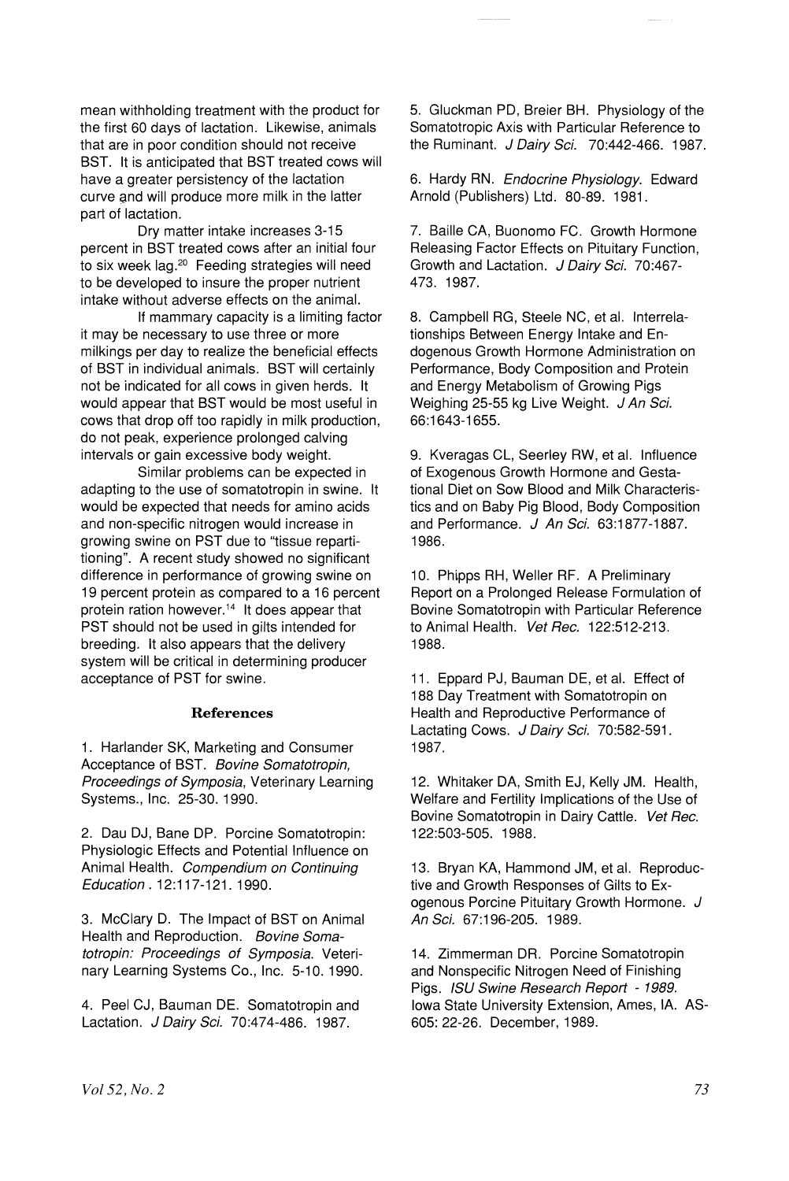mean withholding treatment with the product for the first 60 days of lactation. Likewise, animals that are in poor condition should not receive BST. It is anticipated that BST treated cows will have a greater persistency of the lactation curve and will produce more milk in the latter part of lactation.

Dry matter intake increases 3-15 percent in BST treated cows after an initial four to six week lag.[20] Feeding strategies will need to be developed to insure the proper nutrient intake without adverse effects on the animal.

If mammary capacity is a limiting factor it may be necessary to use three or more milkings per day to realize the beneficial effects of BST in individual animals. BST will certainly not be indicated for all cows in given herds. It would appear that BST would be most useful in cows that drop off too rapidly in milk production, do not peak, experience prolonged calving intervals or gain excessive body weight.

Similar problems can be expected in adapting to the use of somatotropin in swine. It would be expected that needs for amino acids and non-specific nitrogen would increase in growing swine on PST due to "tissue repartitioning". A recent study showed no significant difference in performance of growing swine on 19 percent protein as compared to a 16 percent protein ration however.[14] It does appear that PST should not be used in gilts intended for breeding. It also appears that the delivery system will be critical in determining producer acceptance of PST for swine.

## References

1. Harlander SK, Marketing and Consumer Acceptance of BST. *Bovine Somatotropin, Proceedings of Symposia*, Veterinary Learning Systems., Inc. 25-30. 1990.

2. Dau DJ, Bane DP. Porcine Somatotropin: Physiologic Effects and Potential Influence on Animal Health. *Compendium on Continuing Education*. 12:117-121. 1990.

3. McClary D. The Impact of BST on Animal Health and Reproduction. *Bovine Somatotropin: Proceedings of Symposia*. Veterinary Learning Systems Co., Inc. 5-10. 1990.

4. Peel CJ, Bauman DE. Somatotropin and Lactation. *J Dairy Sci.* 70:474-486. 1987.

5. Gluckman PD, Breier BH. Physiology of the Somatotropic Axis with Particular Reference to the Ruminant. *J Dairy Sci.* 70:442-466. 1987.

6. Hardy RN. *Endocrine Physiology*. Edward Arnold (Publishers) Ltd. 80-89. 1981.

7. Baille CA, Buonomo FC. Growth Hormone Releasing Factor Effects on Pituitary Function, Growth and Lactation. *J Dairy Sci.* 70:467-473. 1987.

8. Campbell RG, Steele NC, et al. Interrelationships Between Energy Intake and Endogenous Growth Hormone Administration on Performance, Body Composition and Protein and Energy Metabolism of Growing Pigs Weighing 25-55 kg Live Weight. *J An Sci.* 66:1643-1655.

9. Kveragas CL, Seerley RW, et al. Influence of Exogenous Growth Hormone and Gestational Diet on Sow Blood and Milk Characteristics and on Baby Pig Blood, Body Composition and Performance. *J An Sci.* 63:1877-1887. 1986.

10. Phipps RH, Weller RF. A Preliminary Report on a Prolonged Release Formulation of Bovine Somatotropin with Particular Reference to Animal Health. *Vet Rec.* 122:512-213. 1988.

11. Eppard PJ, Bauman DE, et al. Effect of 188 Day Treatment with Somatotropin on Health and Reproductive Performance of Lactating Cows. *J Dairy Sci.* 70:582-591. 1987.

12. Whitaker DA, Smith EJ, Kelly JM. Health, Welfare and Fertility Implications of the Use of Bovine Somatotropin in Dairy Cattle. *Vet Rec.* 122:503-505. 1988.

13. Bryan KA, Hammond JM, et al. Reproductive and Growth Responses of Gilts to Exogenous Porcine Pituitary Growth Hormone. *J An Sci.* 67:196-205. 1989.

14. Zimmerman DR. Porcine Somatotropin and Nonspecific Nitrogen Need of Finishing Pigs. *ISU Swine Research Report - 1989.* Iowa State University Extension, Ames, IA. AS-605: 22-26. December, 1989.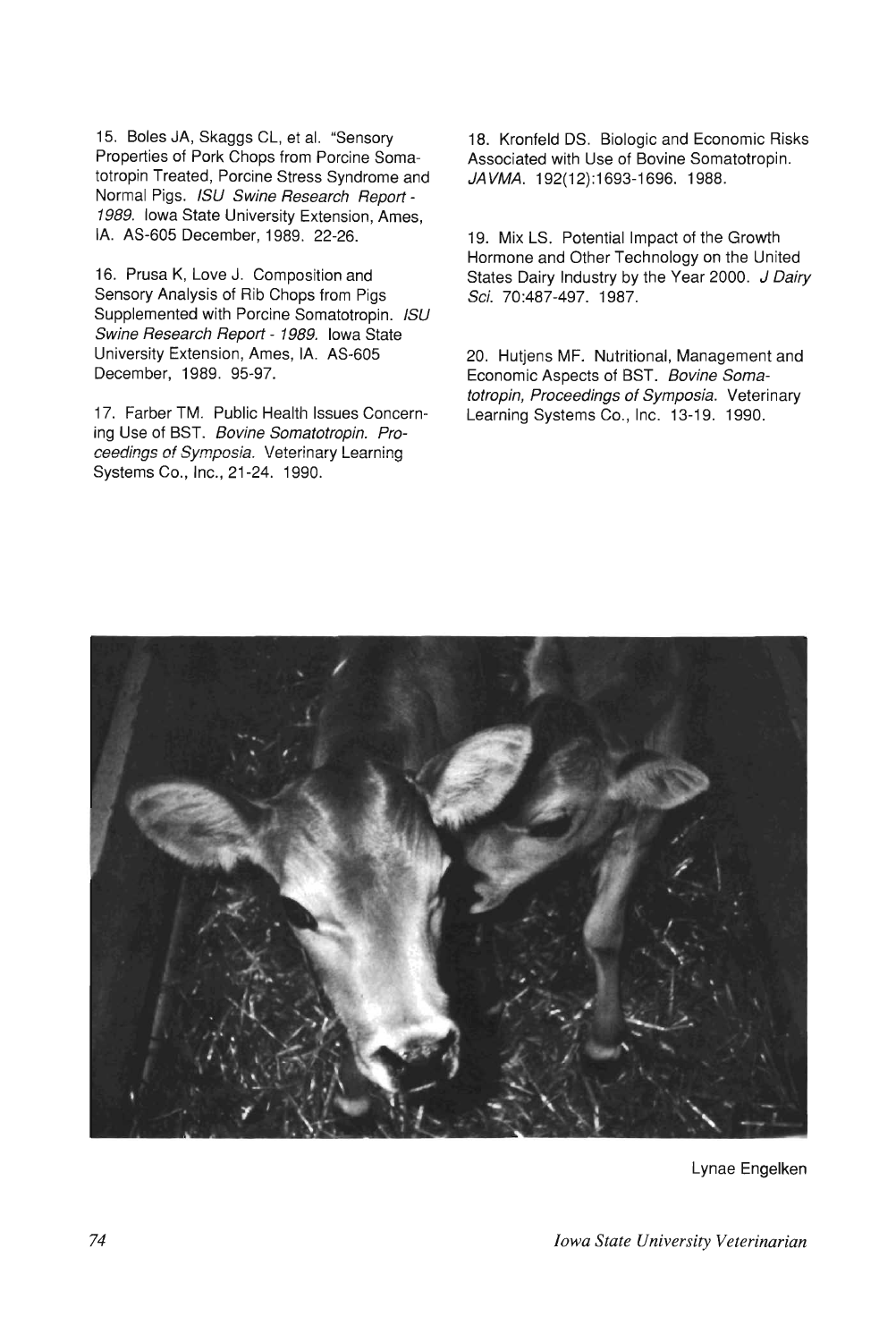15. Boles JA, Skaggs CL, et al. "Sensory Properties of Pork Chops from Porcine Somatotropin Treated, Porcine Stress Syndrome and Normal Pigs. *ISU Swine Research Report - 1989.* Iowa State University Extension, Ames, IA. AS-605 December, 1989. 22-26.

16. Prusa K, Love J. Composition and Sensory Analysis of Rib Chops from Pigs Supplemented with Porcine Somatotropin. *ISU Swine Research Report - 1989.* Iowa State University Extension, Ames, IA. AS-605 December, 1989. 95-97.

17. Farber TM. Public Health Issues Concerning Use of BST. *Bovine Somatotropin. Proceedings of Symposia.* Veterinary Learning Systems Co., Inc., 21-24. 1990.

18. Kronfeld DS. Biologic and Economic Risks Associated with Use of Bovine Somatotropin. *JAVMA.* 192(12):1693-1696. 1988.

19. Mix LS. Potential Impact of the Growth Hormone and Other Technology on the United States Dairy Industry by the Year 2000. *J Dairy Sci.* 70:487-497. 1987.

20. Hutjens MF. Nutritional, Management and Economic Aspects of BST. *Bovine Somatotropin, Proceedings of Symposia.* Veterinary Learning Systems Co., Inc. 13-19. 1990.

Lynae Engelken